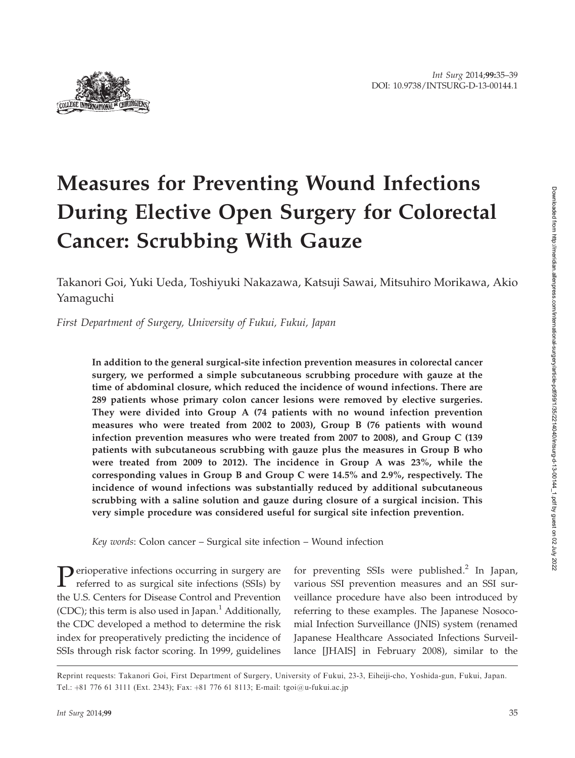# Measures for Preventing Wound Infections During Elective Open Surgery for Colorectal Cancer: Scrubbing With Gauze

Takanori Goi, Yuki Ueda, Toshiyuki Nakazawa, Katsuji Sawai, Mitsuhiro Morikawa, Akio Yamaguchi

*First Department of Surgery, University of Fukui, Fukui, Japan*

**In addition to the general surgical-site infection prevention measures in colorectal cancer surgery, we performed a simple subcutaneous scrubbing procedure with gauze at the time of abdominal closure, which reduced the incidence of wound infections. There are 289 patients whose primary colon cancer lesions were removed by elective surgeries. They were divided into Group A (74 patients with no wound infection prevention measures who were treated from 2002 to 2003), Group B (76 patients with wound infection prevention measures who were treated from 2007 to 2008), and Group C (139 patients with subcutaneous scrubbing with gauze plus the measures in Group B who were treated from 2009 to 2012). The incidence in Group A was 23%, while the corresponding values in Group B and Group C were 14.5% and 2.9%, respectively. The incidence of wound infections was substantially reduced by additional subcutaneous scrubbing with a saline solution and gauze during closure of a surgical incision. This very simple procedure was considered useful for surgical site infection prevention.**

*Key words*: Colon cancer – Surgical site infection – Wound infection

Perioperative infections occurring in surgery are referred to as surgical site infections (SSIs) by the U.S. Centers for Disease Control and Prevention (CDC); this term is also used in Japan.[1] Additionally, the CDC developed a method to determine the risk index for preoperatively predicting the incidence of SSIs through risk factor scoring. In 1999, guidelines for preventing SSIs were published.[2] In Japan, various SSI prevention measures and an SSI surveillance procedure have also been introduced by referring to these examples. The Japanese Nosocomial Infection Surveillance (JNIS) system (renamed Japanese Healthcare Associated Infections Surveillance [JHAIS] in February 2008), similar to the

Reprint requests: Takanori Goi, First Department of Surgery, University of Fukui, 23-3, Eiheiji-cho, Yoshida-gun, Fukui, Japan. Tel.: +81 776 61 3111 (Ext. 2343); Fax: +81 776 61 8113; E-mail: tgoi@u-fukui.ac.jp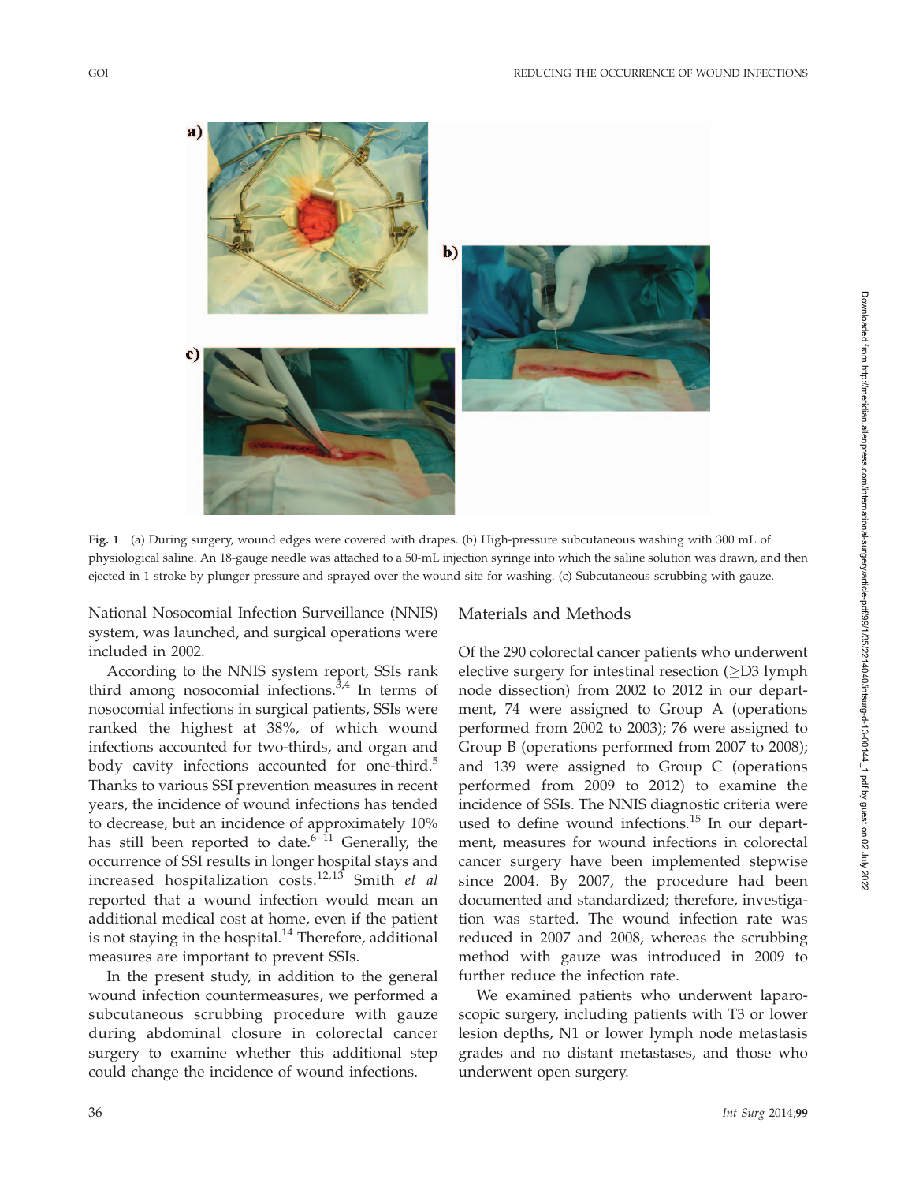Fig. 1 (a) During surgery, wound edges were covered with drapes. (b) High-pressure subcutaneous washing with 300 mL of physiological saline. An 18-gauge needle was attached to a 50-mL injection syringe into which the saline solution was drawn, and then ejected in 1 stroke by plunger pressure and sprayed over the wound site for washing. (c) Subcutaneous scrubbing with gauze.

National Nosocomial Infection Surveillance (NNIS) system, was launched, and surgical operations were included in 2002.

According to the NNIS system report, SSIs rank third among nosocomial infections.[3,4] In terms of nosocomial infections in surgical patients, SSIs were ranked the highest at 38%, of which wound infections accounted for two-thirds, and organ and body cavity infections accounted for one-third.[5] Thanks to various SSI prevention measures in recent years, the incidence of wound infections has tended to decrease, but an incidence of approximately 10% has still been reported to date.[6–11] Generally, the occurrence of SSI results in longer hospital stays and increased hospitalization costs.[12,13] Smith *et al* reported that a wound infection would mean an additional medical cost at home, even if the patient is not staying in the hospital.[14] Therefore, additional measures are important to prevent SSIs.

In the present study, in addition to the general wound infection countermeasures, we performed a subcutaneous scrubbing procedure with gauze during abdominal closure in colorectal cancer surgery to examine whether this additional step could change the incidence of wound infections.

## Materials and Methods

Of the 290 colorectal cancer patients who underwent elective surgery for intestinal resection (≥D3 lymph node dissection) from 2002 to 2012 in our department, 74 were assigned to Group A (operations performed from 2002 to 2003); 76 were assigned to Group B (operations performed from 2007 to 2008); and 139 were assigned to Group C (operations performed from 2009 to 2012) to examine the incidence of SSIs. The NNIS diagnostic criteria were used to define wound infections.[15] In our department, measures for wound infections in colorectal cancer surgery have been implemented stepwise since 2004. By 2007, the procedure had been documented and standardized; therefore, investigation was started. The wound infection rate was reduced in 2007 and 2008, whereas the scrubbing method with gauze was introduced in 2009 to further reduce the infection rate.

We examined patients who underwent laparoscopic surgery, including patients with T3 or lower lesion depths, N1 or lower lymph node metastasis grades and no distant metastases, and those who underwent open surgery.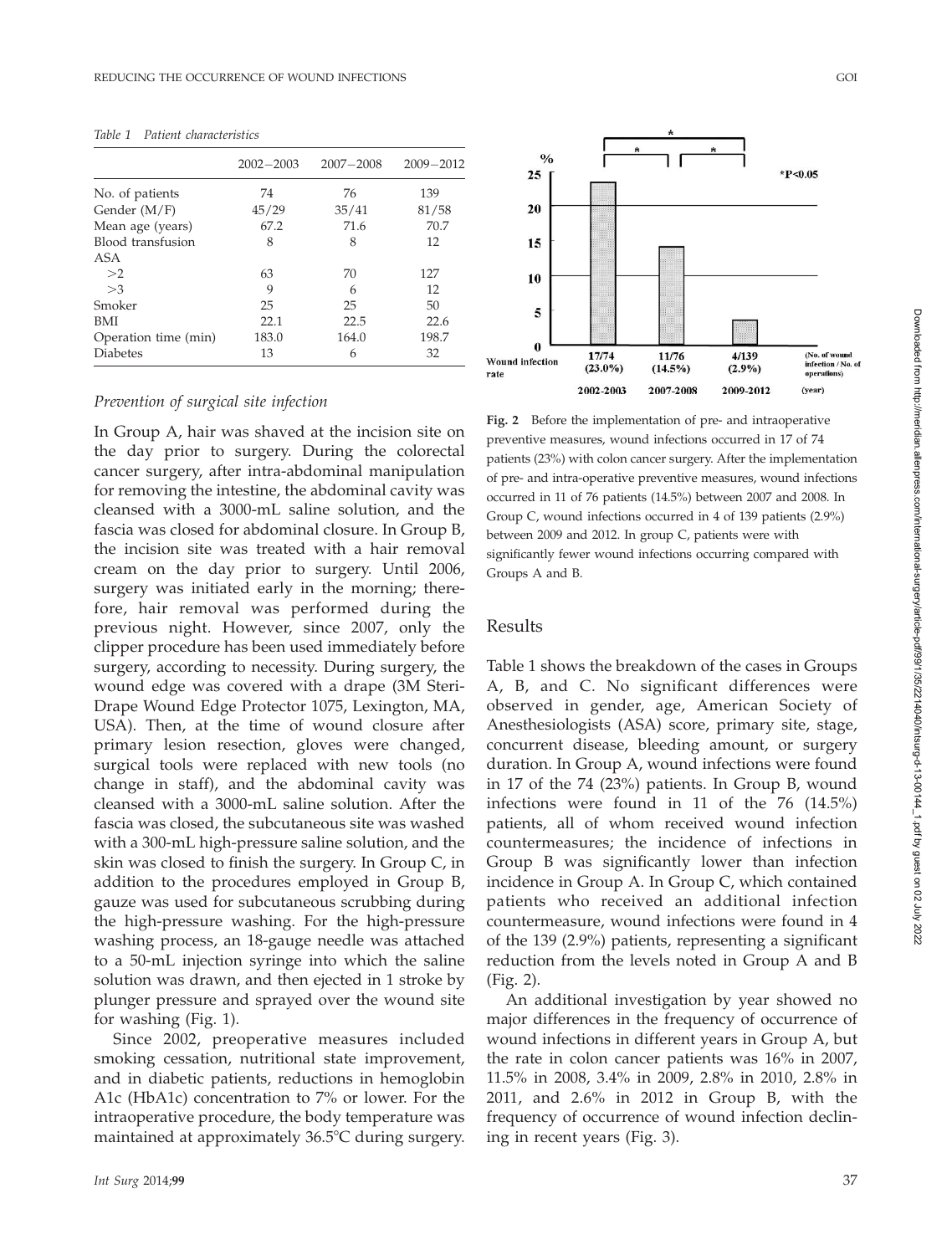*Table 1 Patient characteristics*

| | 2002–2003 | 2007–2008 | 2009–2012 |
|---|---|---|---|
| No. of patients | 74 | 76 | 139 |
| Gender (M/F) | 45/29 | 35/41 | 81/58 |
| Mean age (years) | 67.2 | 71.6 | 70.7 |
| Blood transfusion | 8 | 8 | 12 |
| ASA | | | |
| >2 | 63 | 70 | 127 |
| >3 | 9 | 6 | 12 |
| Smoker | 25 | 25 | 50 |
| BMI | 22.1 | 22.5 | 22.6 |
| Operation time (min) | 183.0 | 164.0 | 198.7 |
| Diabetes | 13 | 6 | 32 |

### Prevention of surgical site infection

In Group A, hair was shaved at the incision site on the day prior to surgery. During the colorectal cancer surgery, after intra-abdominal manipulation for removing the intestine, the abdominal cavity was cleansed with a 3000-mL saline solution, and the fascia was closed for abdominal closure. In Group B, the incision site was treated with a hair removal cream on the day prior to surgery. Until 2006, surgery was initiated early in the morning; therefore, hair removal was performed during the previous night. However, since 2007, only the clipper procedure has been used immediately before surgery, according to necessity. During surgery, the wound edge was covered with a drape (3M Steri-Drape Wound Edge Protector 1075, Lexington, MA, USA). Then, at the time of wound closure after primary lesion resection, gloves were changed, surgical tools were replaced with new tools (no change in staff), and the abdominal cavity was cleansed with a 3000-mL saline solution. After the fascia was closed, the subcutaneous site was washed with a 300-mL high-pressure saline solution, and the skin was closed to finish the surgery. In Group C, in addition to the procedures employed in Group B, gauze was used for subcutaneous scrubbing during the high-pressure washing. For the high-pressure washing process, an 18-gauge needle was attached to a 50-mL injection syringe into which the saline solution was drawn, and then ejected in 1 stroke by plunger pressure and sprayed over the wound site for washing (Fig. 1).

Since 2002, preoperative measures included smoking cessation, nutritional state improvement, and in diabetic patients, reductions in hemoglobin A1c (HbA1c) concentration to 7% or lower. For the intraoperative procedure, the body temperature was maintained at approximately 36.5°C during surgery.

| Wound infection rate | 2002-2003 | 2007-2008 | 2009-2012 |
|---|---|---|---|
| (No. of wound infection / No. of operations) | 17/74 (23.0%) | 11/76 (14.5%) | 4/139 (2.9%) |

*P<0.05

**Fig. 2** Before the implementation of pre- and intraoperative preventive measures, wound infections occurred in 17 of 74 patients (23%) with colon cancer surgery. After the implementation of pre- and intra-operative preventive measures, wound infections occurred in 11 of 76 patients (14.5%) between 2007 and 2008. In Group C, wound infections occurred in 4 of 139 patients (2.9%) between 2009 and 2012. In group C, patients were with significantly fewer wound infections occurring compared with Groups A and B.

## Results

Table 1 shows the breakdown of the cases in Groups A, B, and C. No significant differences were observed in gender, age, American Society of Anesthesiologists (ASA) score, primary site, stage, concurrent disease, bleeding amount, or surgery duration. In Group A, wound infections were found in 17 of the 74 (23%) patients. In Group B, wound infections were found in 11 of the 76 (14.5%) patients, all of whom received wound infection countermeasures; the incidence of infections in Group B was significantly lower than infection incidence in Group A. In Group C, which contained patients who received an additional infection countermeasure, wound infections were found in 4 of the 139 (2.9%) patients, representing a significant reduction from the levels noted in Group A and B (Fig. 2).

An additional investigation by year showed no major differences in the frequency of occurrence of wound infections in different years in Group A, but the rate in colon cancer patients was 16% in 2007, 11.5% in 2008, 3.4% in 2009, 2.8% in 2010, 2.8% in 2011, and 2.6% in 2012 in Group B, with the frequency of occurrence of wound infection declining in recent years (Fig. 3).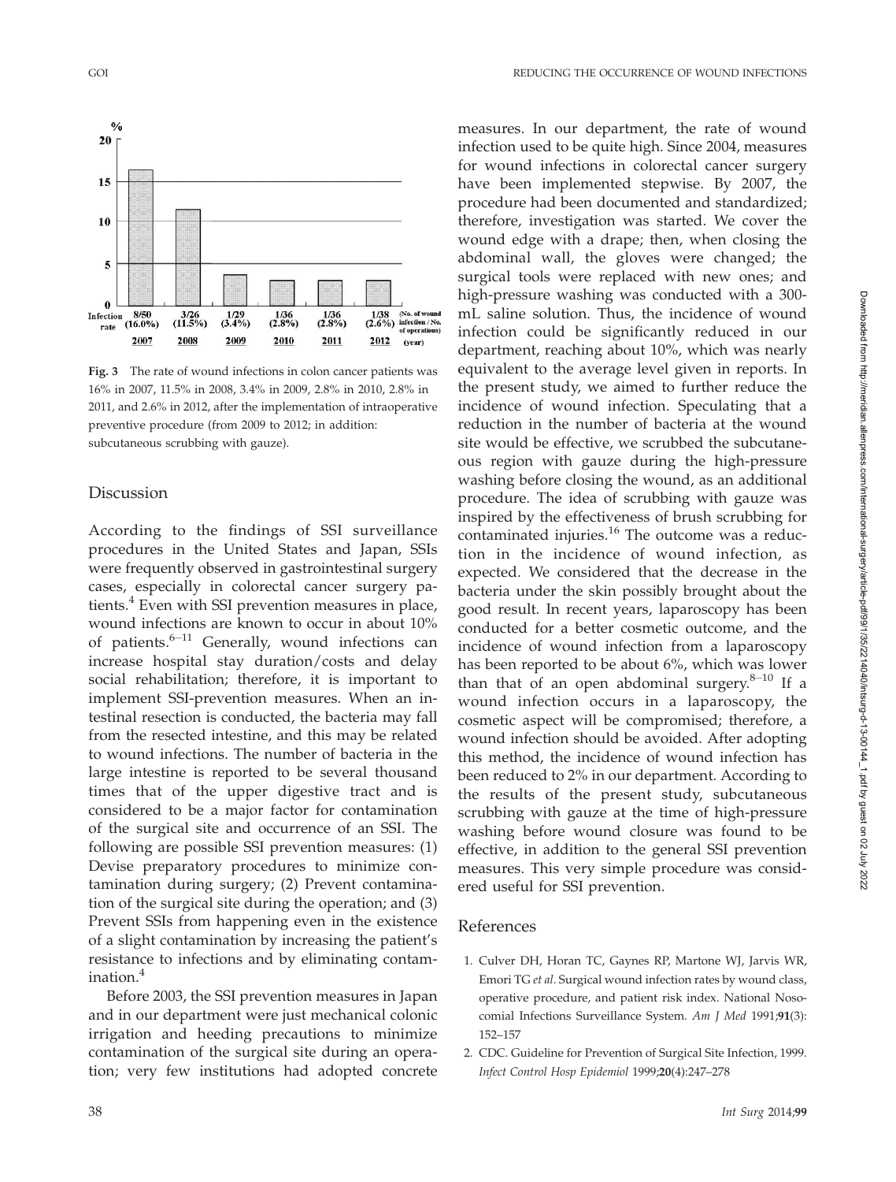Fig. 3 The rate of wound infections in colon cancer patients was 16% in 2007, 11.5% in 2008, 3.4% in 2009, 2.8% in 2010, 2.8% in 2011, and 2.6% in 2012, after the implementation of intraoperative preventive procedure (from 2009 to 2012; in addition: subcutaneous scrubbing with gauze).

## Discussion

According to the findings of SSI surveillance procedures in the United States and Japan, SSIs were frequently observed in gastrointestinal surgery cases, especially in colorectal cancer surgery patients.[4] Even with SSI prevention measures in place, wound infections are known to occur in about 10% of patients.[6–11] Generally, wound infections can increase hospital stay duration/costs and delay social rehabilitation; therefore, it is important to implement SSI-prevention measures. When an intestinal resection is conducted, the bacteria may fall from the resected intestine, and this may be related to wound infections. The number of bacteria in the large intestine is reported to be several thousand times that of the upper digestive tract and is considered to be a major factor for contamination of the surgical site and occurrence of an SSI. The following are possible SSI prevention measures: (1) Devise preparatory procedures to minimize contamination during surgery; (2) Prevent contamination of the surgical site during the operation; and (3) Prevent SSIs from happening even in the existence of a slight contamination by increasing the patient's resistance to infections and by eliminating contamination.[4]

Before 2003, the SSI prevention measures in Japan and in our department were just mechanical colonic irrigation and heeding precautions to minimize contamination of the surgical site during an operation; very few institutions had adopted concrete measures. In our department, the rate of wound infection used to be quite high. Since 2004, measures for wound infections in colorectal cancer surgery have been implemented stepwise. By 2007, the procedure had been documented and standardized; therefore, investigation was started. We cover the wound edge with a drape; then, when closing the abdominal wall, the gloves were changed; the surgical tools were replaced with new ones; and high-pressure washing was conducted with a 300-mL saline solution. Thus, the incidence of wound infection could be significantly reduced in our department, reaching about 10%, which was nearly equivalent to the average level given in reports. In the present study, we aimed to further reduce the incidence of wound infection. Speculating that a reduction in the number of bacteria at the wound site would be effective, we scrubbed the subcutaneous region with gauze during the high-pressure washing before closing the wound, as an additional procedure. The idea of scrubbing with gauze was inspired by the effectiveness of brush scrubbing for contaminated injuries.[16] The outcome was a reduction in the incidence of wound infection, as expected. We considered that the decrease in the bacteria under the skin possibly brought about the good result. In recent years, laparoscopy has been conducted for a better cosmetic outcome, and the incidence of wound infection from a laparoscopy has been reported to be about 6%, which was lower than that of an open abdominal surgery.[8–10] If a wound infection occurs in a laparoscopy, the cosmetic aspect will be compromised; therefore, a wound infection should be avoided. After adopting this method, the incidence of wound infection has been reduced to 2% in our department. According to the results of the present study, subcutaneous scrubbing with gauze at the time of high-pressure washing before wound closure was found to be effective, in addition to the general SSI prevention measures. This very simple procedure was considered useful for SSI prevention.

## References

1. Culver DH, Horan TC, Gaynes RP, Martone WJ, Jarvis WR, Emori TG *et al*. Surgical wound infection rates by wound class, operative procedure, and patient risk index. National Nosocomial Infections Surveillance System. *Am J Med* 1991;**91**(3): 152–157
2. CDC. Guideline for Prevention of Surgical Site Infection, 1999. *Infect Control Hosp Epidemiol* 1999;**20**(4):247–278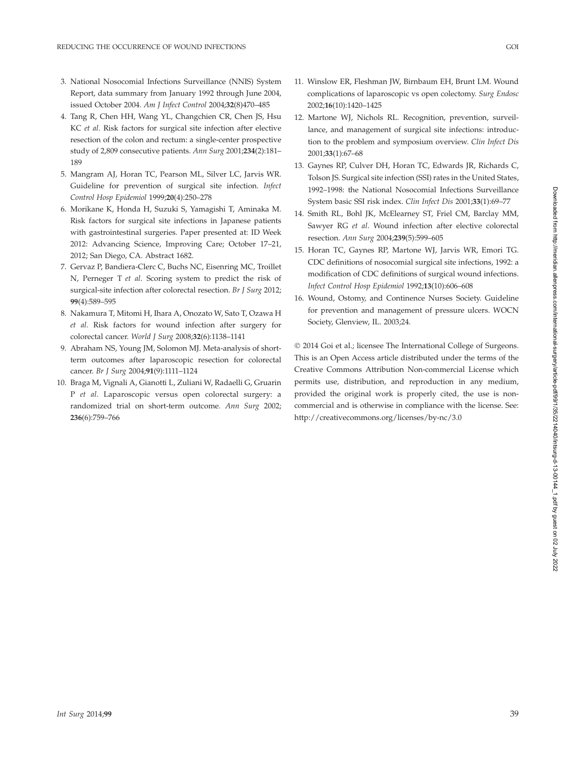3. National Nosocomial Infections Surveillance (NNIS) System Report, data summary from January 1992 through June 2004, issued October 2004. *Am J Infect Control* 2004;**32**(8)470–485
4. Tang R, Chen HH, Wang YL, Changchien CR, Chen JS, Hsu KC *et al*. Risk factors for surgical site infection after elective resection of the colon and rectum: a single-center prospective study of 2,809 consecutive patients. *Ann Surg* 2001;**234**(2):181–189
5. Mangram AJ, Horan TC, Pearson ML, Silver LC, Jarvis WR. Guideline for prevention of surgical site infection. *Infect Control Hosp Epidemiol* 1999;**20**(4):250–278
6. Morikane K, Honda H, Suzuki S, Yamagishi T, Aminaka M. Risk factors for surgical site infections in Japanese patients with gastrointestinal surgeries. Paper presented at: ID Week 2012: Advancing Science, Improving Care; October 17–21, 2012; San Diego, CA. Abstract 1682.
7. Gervaz P, Bandiera-Clerc C, Buchs NC, Eisenring MC, Troillet N, Perneger T *et al*. Scoring system to predict the risk of surgical-site infection after colorectal resection. *Br J Surg* 2012; **99**(4):589–595
8. Nakamura T, Mitomi H, Ihara A, Onozato W, Sato T, Ozawa H *et al*. Risk factors for wound infection after surgery for colorectal cancer. *World J Surg* 2008;**32**(6):1138–1141
9. Abraham NS, Young JM, Solomon MJ. Meta-analysis of short-term outcomes after laparoscopic resection for colorectal cancer. *Br J Surg* 2004;**91**(9):1111–1124
10. Braga M, Vignali A, Gianotti L, Zuliani W, Radaelli G, Gruarin P *et al*. Laparoscopic versus open colorectal surgery: a randomized trial on short-term outcome. *Ann Surg* 2002; **236**(6):759–766
11. Winslow ER, Fleshman JW, Birnbaum EH, Brunt LM. Wound complications of laparoscopic vs open colectomy. *Surg Endosc* 2002;**16**(10):1420–1425
12. Martone WJ, Nichols RL. Recognition, prevention, surveillance, and management of surgical site infections: introduction to the problem and symposium overview. *Clin Infect Dis* 2001;**33**(1):67–68
13. Gaynes RP, Culver DH, Horan TC, Edwards JR, Richards C, Tolson JS. Surgical site infection (SSI) rates in the United States, 1992–1998: the National Nosocomial Infections Surveillance System basic SSI risk index. *Clin Infect Dis* 2001;**33**(1):69–77
14. Smith RL, Bohl JK, McElearney ST, Friel CM, Barclay MM, Sawyer RG *et al*. Wound infection after elective colorectal resection. *Ann Surg* 2004;**239**(5):599–605
15. Horan TC, Gaynes RP, Martone WJ, Jarvis WR, Emori TG. CDC definitions of nosocomial surgical site infections, 1992: a modification of CDC definitions of surgical wound infections. *Infect Control Hosp Epidemiol* 1992;**13**(10):606–608
16. Wound, Ostomy, and Continence Nurses Society. Guideline for prevention and management of pressure ulcers. WOCN Society, Glenview, IL. 2003;24.

© 2014 Goi et al.; licensee The International College of Surgeons. This is an Open Access article distributed under the terms of the Creative Commons Attribution Non-commercial License which permits use, distribution, and reproduction in any medium, provided the original work is properly cited, the use is non-commercial and is otherwise in compliance with the license. See: http://creativecommons.org/licenses/by-nc/3.0